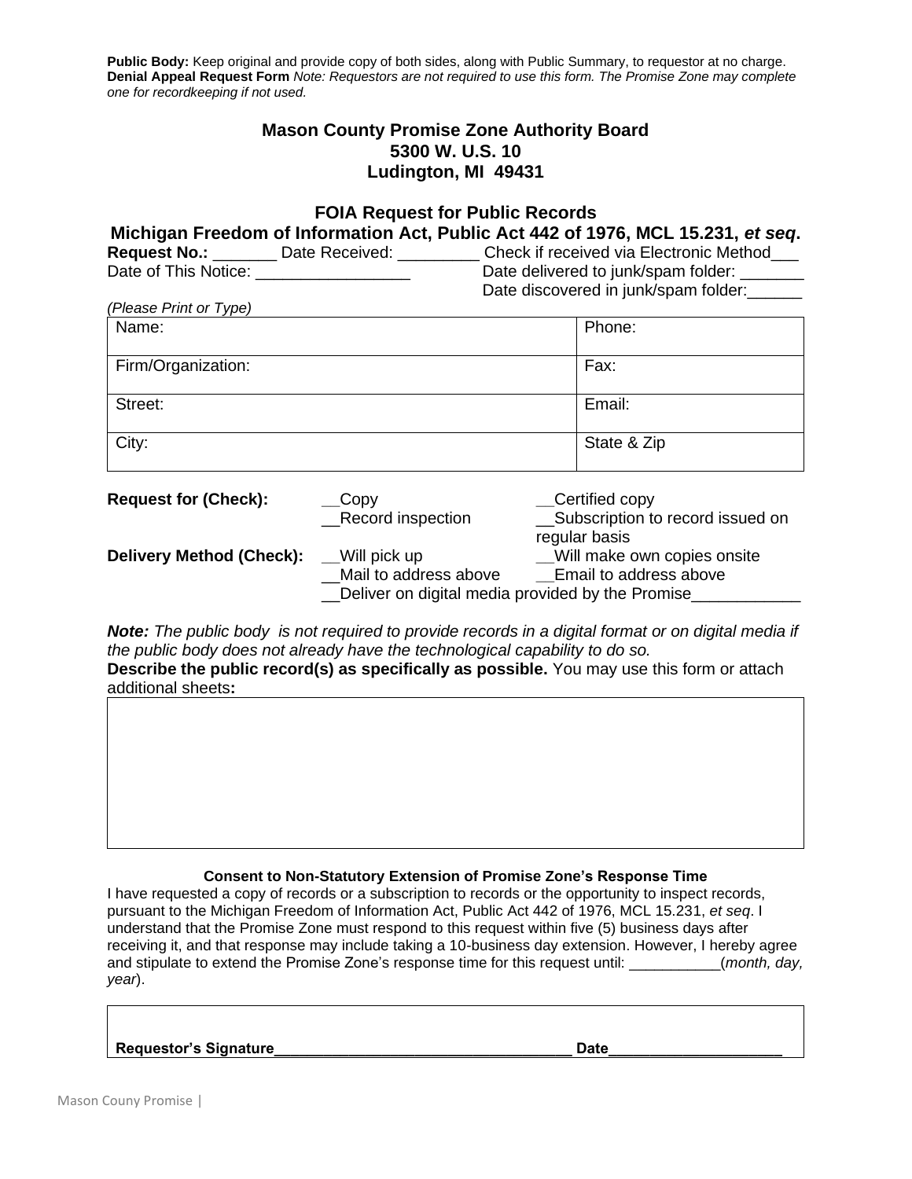**Public Body:** Keep original and provide copy of both sides, along with Public Summary, to requestor at no charge.
**Denial Appeal Request Form** *Note: Requestors are not required to use this form. The Promise Zone may complete one for recordkeeping if not used.*

## Mason County Promise Zone Authority Board
## 5300 W. U.S. 10
## Ludington, MI 49431

## FOIA Request for Public Records
## Michigan Freedom of Information Act, Public Act 442 of 1976, MCL 15.231, *et seq*.

**Request No.:** _______ Date Received: _________ Check if received via Electronic Method___
Date of This Notice: _________________ Date delivered to junk/spam folder: _______
Date discovered in junk/spam folder:______

*(Please Print or Type)*

| Name: | Phone: |
|---|---|
| Firm/Organization: | Fax: |
| Street: | Email: |
| City: | State & Zip |

**Request for (Check):** __Copy __Certified copy __Record inspection __Subscription to record issued on regular basis

**Delivery Method (Check):** __Will pick up __Will make own copies onsite __Mail to address above __Email to address above __Deliver on digital media provided by the Promise____________

***Note:*** *The public body is not required to provide records in a digital format or on digital media if the public body does not already have the technological capability to do so.*

**Describe the public record(s) as specifically as possible.** You may use this form or attach additional sheets**:**

| |
|---|
| |

**Consent to Non-Statutory Extension of Promise Zone's Response Time**

I have requested a copy of records or a subscription to records or the opportunity to inspect records, pursuant to the Michigan Freedom of Information Act, Public Act 442 of 1976, MCL 15.231, *et seq*. I understand that the Promise Zone must respond to this request within five (5) business days after receiving it, and that response may include taking a 10-business day extension. However, I hereby agree and stipulate to extend the Promise Zone's response time for this request until: ___________(*month, day, year*).

**Requestor's Signature___________________________________ Date____________________**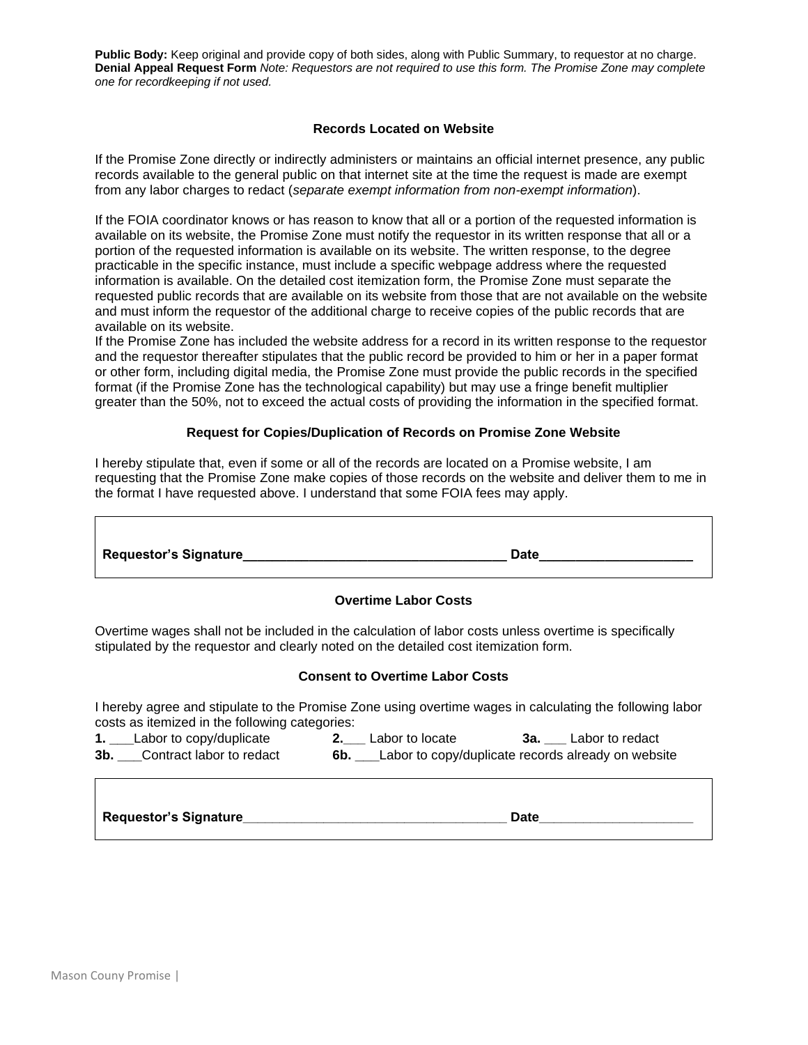**Public Body:** Keep original and provide copy of both sides, along with Public Summary, to requestor at no charge.
**Denial Appeal Request Form** *Note: Requestors are not required to use this form. The Promise Zone may complete one for recordkeeping if not used.*

### Records Located on Website

If the Promise Zone directly or indirectly administers or maintains an official internet presence, any public records available to the general public on that internet site at the time the request is made are exempt from any labor charges to redact (*separate exempt information from non-exempt information*).

If the FOIA coordinator knows or has reason to know that all or a portion of the requested information is available on its website, the Promise Zone must notify the requestor in its written response that all or a portion of the requested information is available on its website. The written response, to the degree practicable in the specific instance, must include a specific webpage address where the requested information is available. On the detailed cost itemization form, the Promise Zone must separate the requested public records that are available on its website from those that are not available on the website and must inform the requestor of the additional charge to receive copies of the public records that are available on its website.
If the Promise Zone has included the website address for a record in its written response to the requestor and the requestor thereafter stipulates that the public record be provided to him or her in a paper format or other form, including digital media, the Promise Zone must provide the public records in the specified format (if the Promise Zone has the technological capability) but may use a fringe benefit multiplier greater than the 50%, not to exceed the actual costs of providing the information in the specified format.

### Request for Copies/Duplication of Records on Promise Zone Website

I hereby stipulate that, even if some or all of the records are located on a Promise website, I am requesting that the Promise Zone make copies of those records on the website and deliver them to me in the format I have requested above. I understand that some FOIA fees may apply.

**Requestor's Signature**___________________________________ **Date**____________________

### Overtime Labor Costs

Overtime wages shall not be included in the calculation of labor costs unless overtime is specifically stipulated by the requestor and clearly noted on the detailed cost itemization form.

### Consent to Overtime Labor Costs

I hereby agree and stipulate to the Promise Zone using overtime wages in calculating the following labor costs as itemized in the following categories:

**1.** ___Labor to copy/duplicate **2.**___ Labor to locate **3a.** ___ Labor to redact
**3b.** ___Contract labor to redact **6b.** ___Labor to copy/duplicate records already on website

**Requestor's Signature**___________________________________ **Date**____________________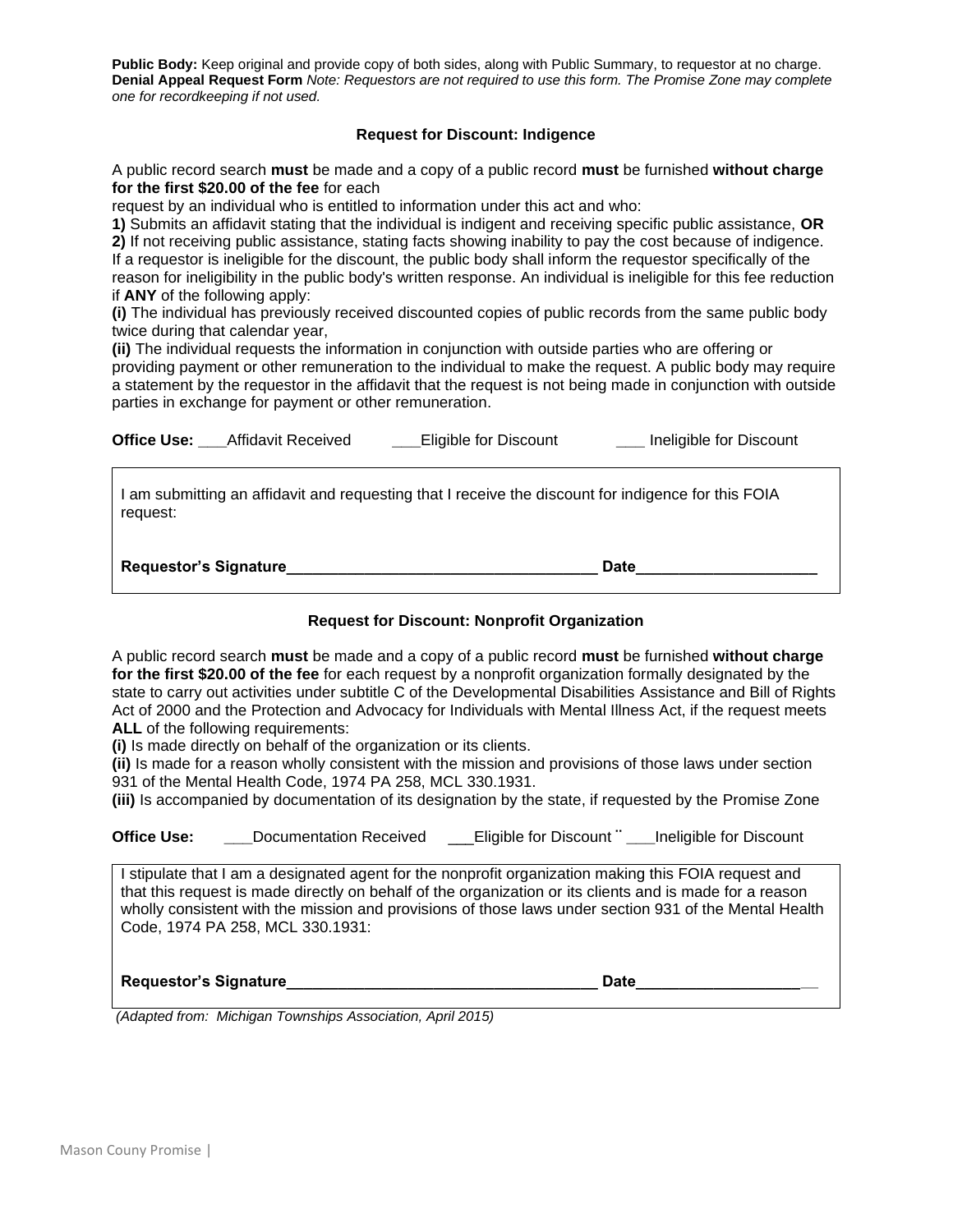**Public Body:** Keep original and provide copy of both sides, along with Public Summary, to requestor at no charge.
**Denial Appeal Request Form** *Note: Requestors are not required to use this form. The Promise Zone may complete one for recordkeeping if not used.*

### Request for Discount: Indigence

A public record search **must** be made and a copy of a public record **must** be furnished **without charge for the first $20.00 of the fee** for each
request by an individual who is entitled to information under this act and who:

**1)** Submits an affidavit stating that the individual is indigent and receiving specific public assistance, **OR**
**2)** If not receiving public assistance, stating facts showing inability to pay the cost because of indigence.
If a requestor is ineligible for the discount, the public body shall inform the requestor specifically of the reason for ineligibility in the public body's written response. An individual is ineligible for this fee reduction if **ANY** of the following apply:

**(i)** The individual has previously received discounted copies of public records from the same public body twice during that calendar year,
**(ii)** The individual requests the information in conjunction with outside parties who are offering or providing payment or other remuneration to the individual to make the request. A public body may require a statement by the requestor in the affidavit that the request is not being made in conjunction with outside parties in exchange for payment or other remuneration.

**Office Use:** ___Affidavit Received ___Eligible for Discount ___ Ineligible for Discount

I am submitting an affidavit and requesting that I receive the discount for indigence for this FOIA request:

**Requestor's Signature**___________________________________ **Date**____________________

### Request for Discount: Nonprofit Organization

A public record search **must** be made and a copy of a public record **must** be furnished **without charge for the first $20.00 of the fee** for each request by a nonprofit organization formally designated by the state to carry out activities under subtitle C of the Developmental Disabilities Assistance and Bill of Rights Act of 2000 and the Protection and Advocacy for Individuals with Mental Illness Act, if the request meets **ALL** of the following requirements:

**(i)** Is made directly on behalf of the organization or its clients.
**(ii)** Is made for a reason wholly consistent with the mission and provisions of those laws under section 931 of the Mental Health Code, 1974 PA 258, MCL 330.1931.
**(iii)** Is accompanied by documentation of its designation by the state, if requested by the Promise Zone

**Office Use:** ___Documentation Received ___Eligible for Discount ___Ineligible for Discount

I stipulate that I am a designated agent for the nonprofit organization making this FOIA request and that this request is made directly on behalf of the organization or its clients and is made for a reason wholly consistent with the mission and provisions of those laws under section 931 of the Mental Health Code, 1974 PA 258, MCL 330.1931:

**Requestor's Signature**___________________________________ **Date**____________________

*(Adapted from: Michigan Townships Association, April 2015)*